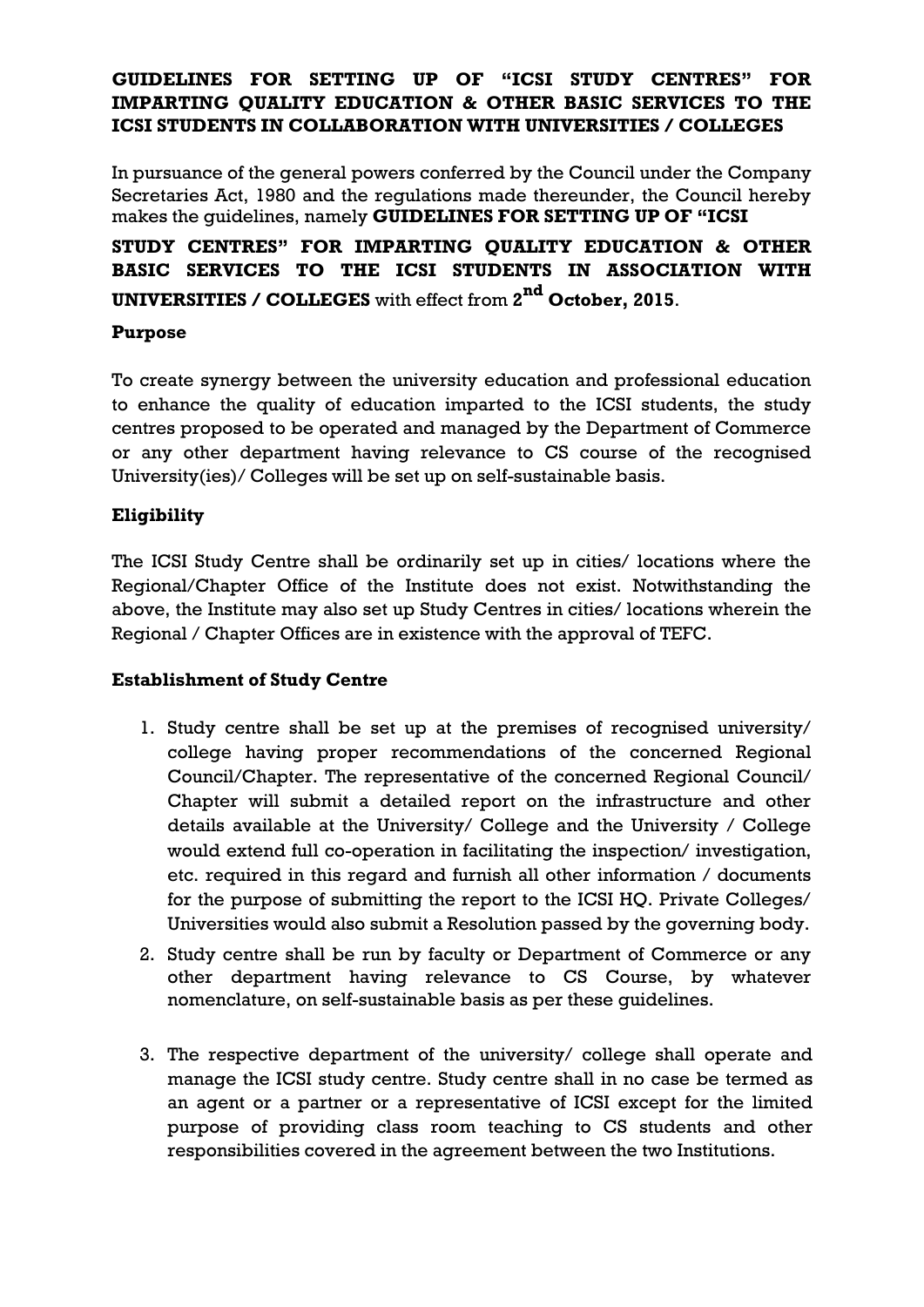**GUIDELINES FOR SETTING UP OF "ICSI STUDY CENTRES" FOR IMPARTING QUALITY EDUCATION & OTHER BASIC SERVICES TO THE ICSI STUDENTS IN COLLABORATION WITH UNIVERSITIES / COLLEGES**

In pursuance of the general powers conferred by the Council under the Company Secretaries Act, 1980 and the regulations made thereunder, the Council hereby makes the guidelines, namely **GUIDELINES FOR SETTING UP OF "ICSI STUDY CENTRES" FOR IMPARTING QUALITY EDUCATION & OTHER BASIC SERVICES TO THE ICSI STUDENTS IN ASSOCIATION WITH UNIVERSITIES / COLLEGES** with effect from **2nd October, 2015**.

**Purpose**

To create synergy between the university education and professional education to enhance the quality of education imparted to the ICSI students, the study centres proposed to be operated and managed by the Department of Commerce or any other department having relevance to CS course of the recognised University(ies)/ Colleges will be set up on self-sustainable basis.

**Eligibility**

The ICSI Study Centre shall be ordinarily set up in cities/ locations where the Regional/Chapter Office of the Institute does not exist. Notwithstanding the above, the Institute may also set up Study Centres in cities/ locations wherein the Regional / Chapter Offices are in existence with the approval of TEFC.

**Establishment of Study Centre**

1. Study centre shall be set up at the premises of recognised university/ college having proper recommendations of the concerned Regional Council/Chapter. The representative of the concerned Regional Council/ Chapter will submit a detailed report on the infrastructure and other details available at the University/ College and the University / College would extend full co-operation in facilitating the inspection/ investigation, etc. required in this regard and furnish all other information / documents for the purpose of submitting the report to the ICSI HQ. Private Colleges/ Universities would also submit a Resolution passed by the governing body.
2. Study centre shall be run by faculty or Department of Commerce or any other department having relevance to CS Course, by whatever nomenclature, on self-sustainable basis as per these guidelines.
3. The respective department of the university/ college shall operate and manage the ICSI study centre. Study centre shall in no case be termed as an agent or a partner or a representative of ICSI except for the limited purpose of providing class room teaching to CS students and other responsibilities covered in the agreement between the two Institutions.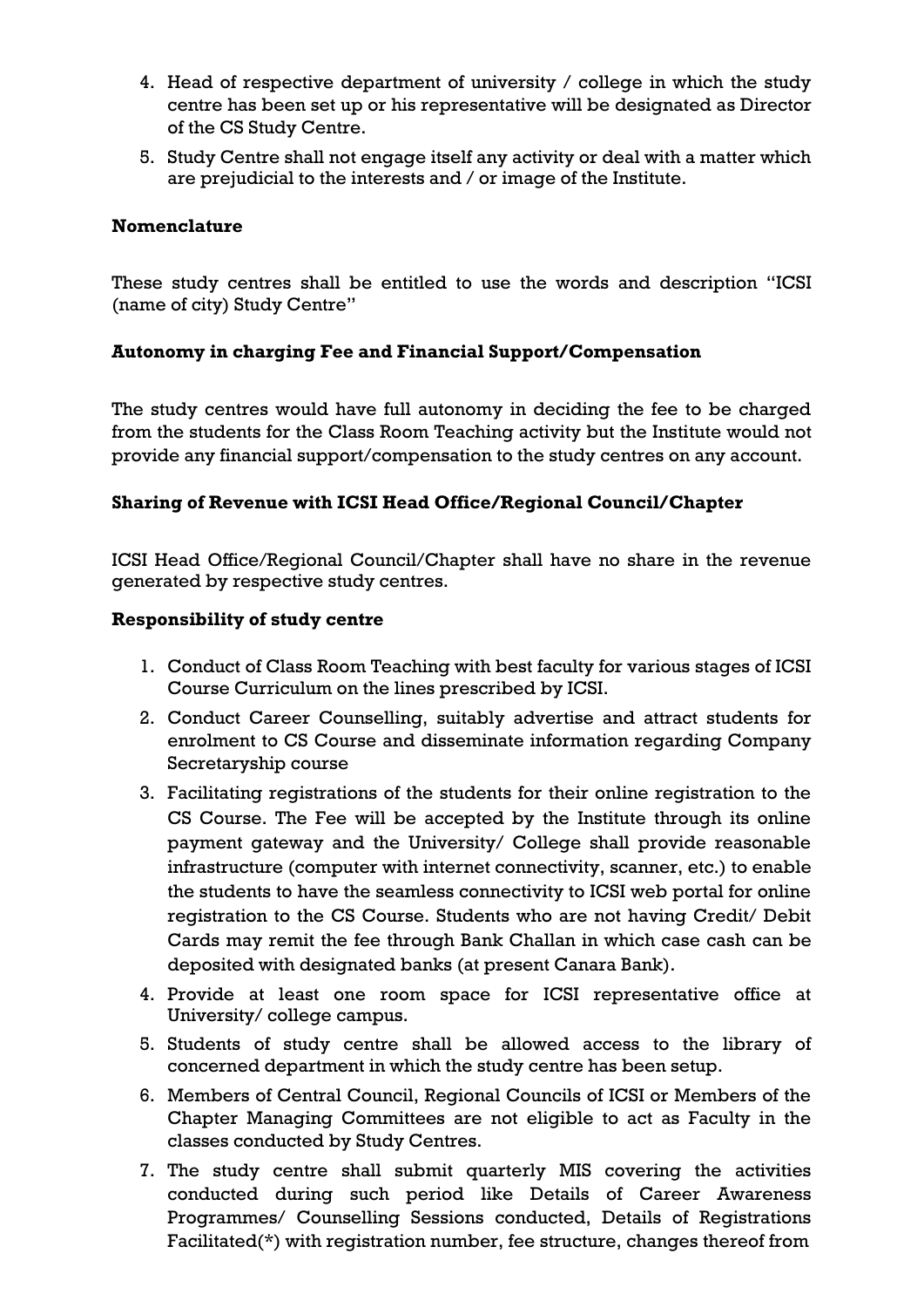4. Head of respective department of university / college in which the study centre has been set up or his representative will be designated as Director of the CS Study Centre.
5. Study Centre shall not engage itself any activity or deal with a matter which are prejudicial to the interests and / or image of the Institute.

**Nomenclature**

These study centres shall be entitled to use the words and description "ICSI (name of city) Study Centre"

**Autonomy in charging Fee and Financial Support/Compensation**

The study centres would have full autonomy in deciding the fee to be charged from the students for the Class Room Teaching activity but the Institute would not provide any financial support/compensation to the study centres on any account.

**Sharing of Revenue with ICSI Head Office/Regional Council/Chapter**

ICSI Head Office/Regional Council/Chapter shall have no share in the revenue generated by respective study centres.

**Responsibility of study centre**

1. Conduct of Class Room Teaching with best faculty for various stages of ICSI Course Curriculum on the lines prescribed by ICSI.
2. Conduct Career Counselling, suitably advertise and attract students for enrolment to CS Course and disseminate information regarding Company Secretaryship course
3. Facilitating registrations of the students for their online registration to the CS Course. The Fee will be accepted by the Institute through its online payment gateway and the University/ College shall provide reasonable infrastructure (computer with internet connectivity, scanner, etc.) to enable the students to have the seamless connectivity to ICSI web portal for online registration to the CS Course. Students who are not having Credit/ Debit Cards may remit the fee through Bank Challan in which case cash can be deposited with designated banks (at present Canara Bank).
4. Provide at least one room space for ICSI representative office at University/ college campus.
5. Students of study centre shall be allowed access to the library of concerned department in which the study centre has been setup.
6. Members of Central Council, Regional Councils of ICSI or Members of the Chapter Managing Committees are not eligible to act as Faculty in the classes conducted by Study Centres.
7. The study centre shall submit quarterly MIS covering the activities conducted during such period like Details of Career Awareness Programmes/ Counselling Sessions conducted, Details of Registrations Facilitated(*) with registration number, fee structure, changes thereof from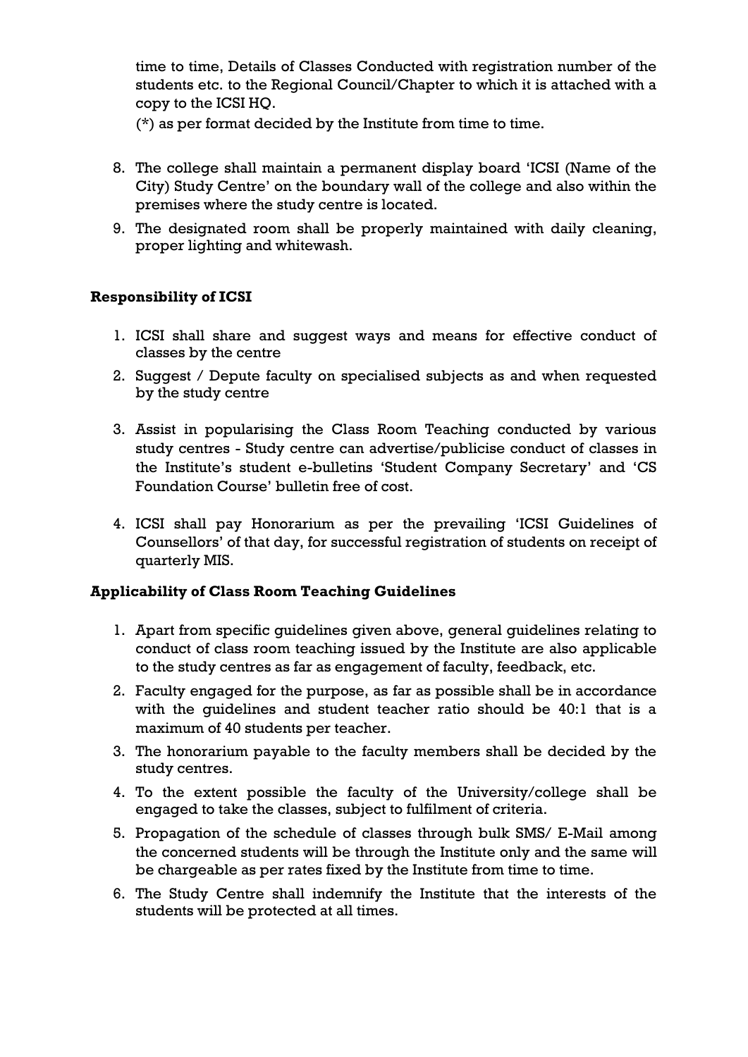time to time, Details of Classes Conducted with registration number of the students etc. to the Regional Council/Chapter to which it is attached with a copy to the ICSI HQ.

(*) as per format decided by the Institute from time to time.

8. The college shall maintain a permanent display board 'ICSI (Name of the City) Study Centre' on the boundary wall of the college and also within the premises where the study centre is located.
9. The designated room shall be properly maintained with daily cleaning, proper lighting and whitewash.

**Responsibility of ICSI**

1. ICSI shall share and suggest ways and means for effective conduct of classes by the centre
2. Suggest / Depute faculty on specialised subjects as and when requested by the study centre
3. Assist in popularising the Class Room Teaching conducted by various study centres - Study centre can advertise/publicise conduct of classes in the Institute's student e-bulletins 'Student Company Secretary' and 'CS Foundation Course' bulletin free of cost.
4. ICSI shall pay Honorarium as per the prevailing 'ICSI Guidelines of Counsellors' of that day, for successful registration of students on receipt of quarterly MIS.

**Applicability of Class Room Teaching Guidelines**

1. Apart from specific guidelines given above, general guidelines relating to conduct of class room teaching issued by the Institute are also applicable to the study centres as far as engagement of faculty, feedback, etc.
2. Faculty engaged for the purpose, as far as possible shall be in accordance with the guidelines and student teacher ratio should be 40:1 that is a maximum of 40 students per teacher.
3. The honorarium payable to the faculty members shall be decided by the study centres.
4. To the extent possible the faculty of the University/college shall be engaged to take the classes, subject to fulfilment of criteria.
5. Propagation of the schedule of classes through bulk SMS/ E-Mail among the concerned students will be through the Institute only and the same will be chargeable as per rates fixed by the Institute from time to time.
6. The Study Centre shall indemnify the Institute that the interests of the students will be protected at all times.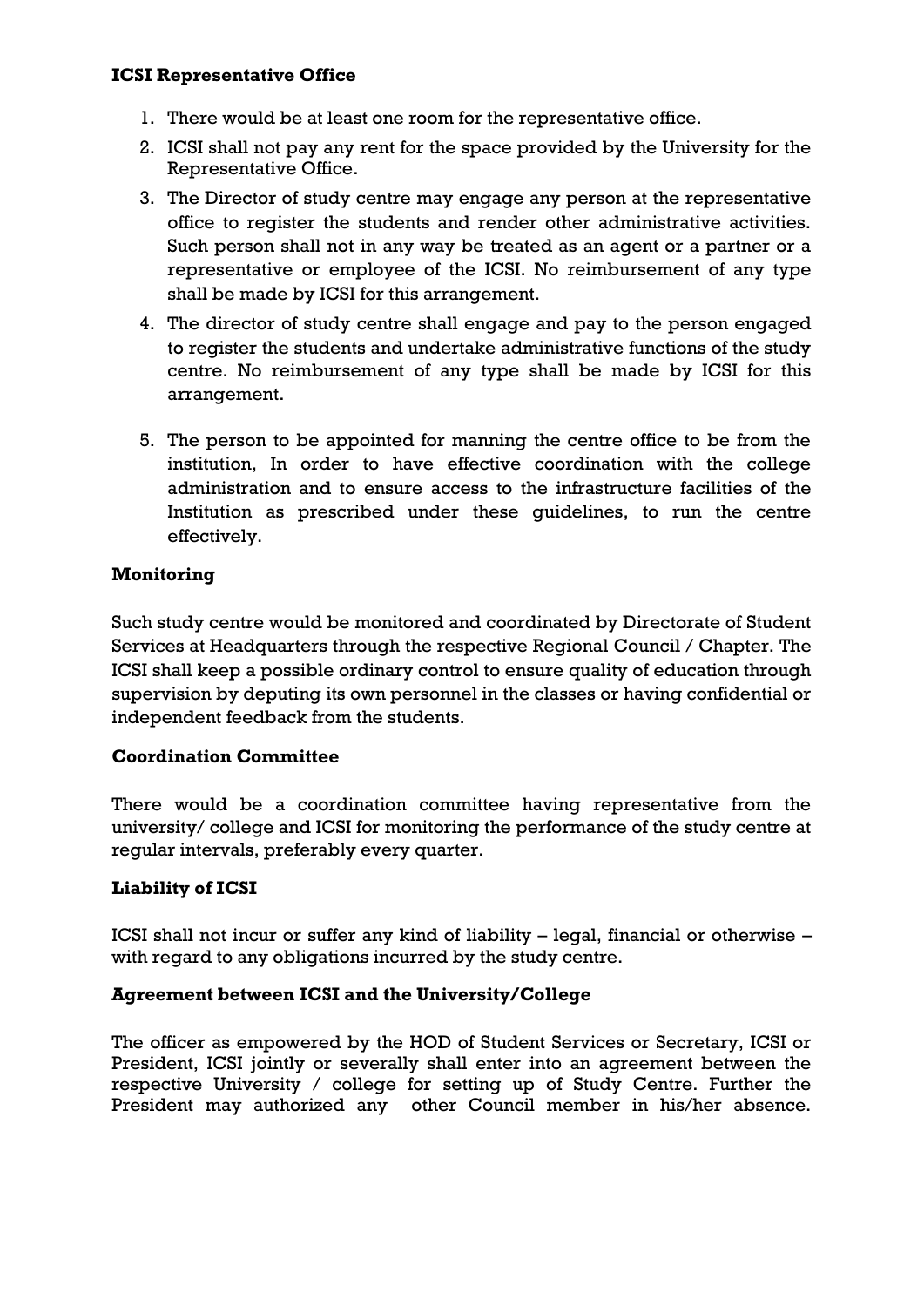**ICSI Representative Office**

1. There would be at least one room for the representative office.
2. ICSI shall not pay any rent for the space provided by the University for the Representative Office.
3. The Director of study centre may engage any person at the representative office to register the students and render other administrative activities. Such person shall not in any way be treated as an agent or a partner or a representative or employee of the ICSI. No reimbursement of any type shall be made by ICSI for this arrangement.
4. The director of study centre shall engage and pay to the person engaged to register the students and undertake administrative functions of the study centre. No reimbursement of any type shall be made by ICSI for this arrangement.
5. The person to be appointed for manning the centre office to be from the institution, In order to have effective coordination with the college administration and to ensure access to the infrastructure facilities of the Institution as prescribed under these guidelines, to run the centre effectively.

**Monitoring**

Such study centre would be monitored and coordinated by Directorate of Student Services at Headquarters through the respective Regional Council / Chapter. The ICSI shall keep a possible ordinary control to ensure quality of education through supervision by deputing its own personnel in the classes or having confidential or independent feedback from the students.

**Coordination Committee**

There would be a coordination committee having representative from the university/ college and ICSI for monitoring the performance of the study centre at regular intervals, preferably every quarter.

**Liability of ICSI**

ICSI shall not incur or suffer any kind of liability – legal, financial or otherwise – with regard to any obligations incurred by the study centre.

**Agreement between ICSI and the University/College**

The officer as empowered by the HOD of Student Services or Secretary, ICSI or President, ICSI jointly or severally shall enter into an agreement between the respective University / college for setting up of Study Centre. Further the President may authorized any other Council member in his/her absence.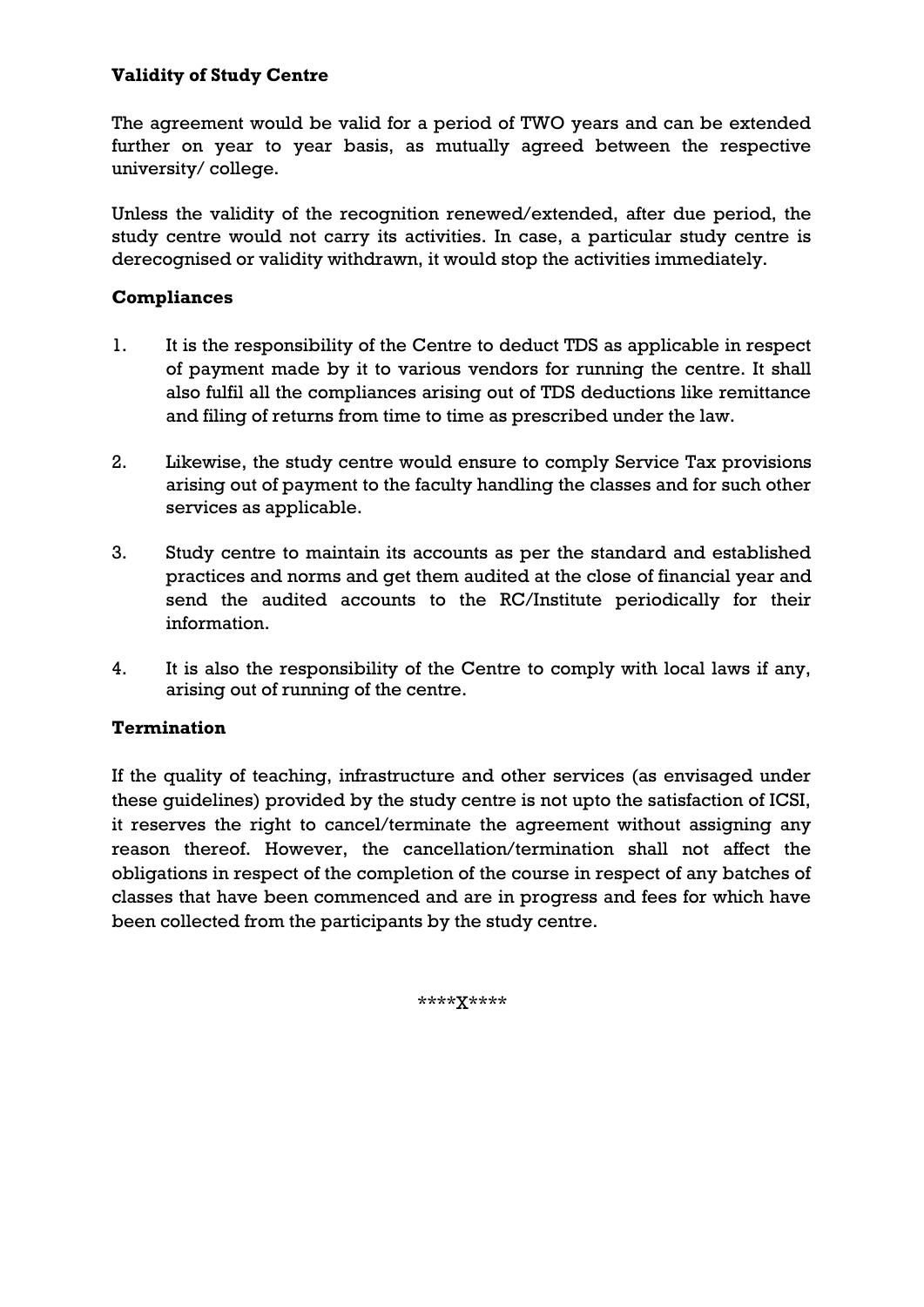**Validity of Study Centre**

The agreement would be valid for a period of TWO years and can be extended further on year to year basis, as mutually agreed between the respective university/ college.

Unless the validity of the recognition renewed/extended, after due period, the study centre would not carry its activities. In case, a particular study centre is derecognised or validity withdrawn, it would stop the activities immediately.

**Compliances**

1. It is the responsibility of the Centre to deduct TDS as applicable in respect of payment made by it to various vendors for running the centre. It shall also fulfil all the compliances arising out of TDS deductions like remittance and filing of returns from time to time as prescribed under the law.

2. Likewise, the study centre would ensure to comply Service Tax provisions arising out of payment to the faculty handling the classes and for such other services as applicable.

3. Study centre to maintain its accounts as per the standard and established practices and norms and get them audited at the close of financial year and send the audited accounts to the RC/Institute periodically for their information.

4. It is also the responsibility of the Centre to comply with local laws if any, arising out of running of the centre.

**Termination**

If the quality of teaching, infrastructure and other services (as envisaged under these guidelines) provided by the study centre is not upto the satisfaction of ICSI, it reserves the right to cancel/terminate the agreement without assigning any reason thereof. However, the cancellation/termination shall not affect the obligations in respect of the completion of the course in respect of any batches of classes that have been commenced and are in progress and fees for which have been collected from the participants by the study centre.

****X****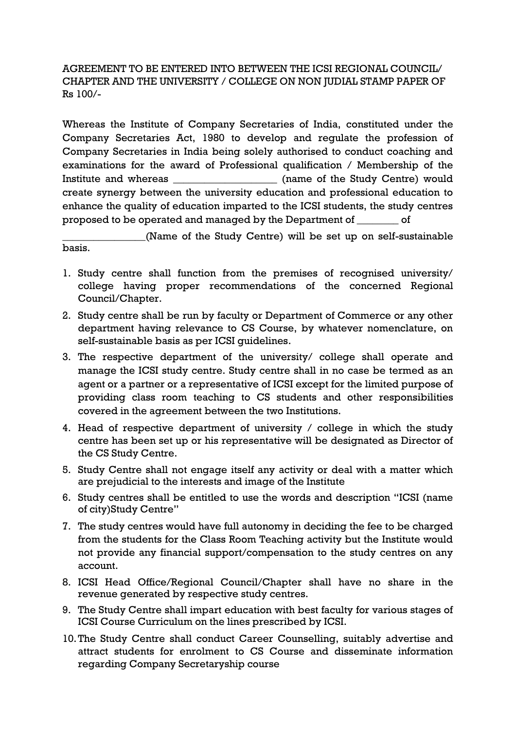AGREEMENT TO BE ENTERED INTO BETWEEN THE ICSI REGIONAL COUNCIL/ CHAPTER AND THE UNIVERSITY / COLLEGE ON NON JUDIAL STAMP PAPER OF Rs 100/-

Whereas the Institute of Company Secretaries of India, constituted under the Company Secretaries Act, 1980 to develop and regulate the profession of Company Secretaries in India being solely authorised to conduct coaching and examinations for the award of Professional qualification / Membership of the Institute and whereas ___________________ (name of the Study Centre) would create synergy between the university education and professional education to enhance the quality of education imparted to the ICSI students, the study centres proposed to be operated and managed by the Department of ________ of ________________(Name of the Study Centre) will be set up on self-sustainable basis.

1. Study centre shall function from the premises of recognised university/ college having proper recommendations of the concerned Regional Council/Chapter.
2. Study centre shall be run by faculty or Department of Commerce or any other department having relevance to CS Course, by whatever nomenclature, on self-sustainable basis as per ICSI guidelines.
3. The respective department of the university/ college shall operate and manage the ICSI study centre. Study centre shall in no case be termed as an agent or a partner or a representative of ICSI except for the limited purpose of providing class room teaching to CS students and other responsibilities covered in the agreement between the two Institutions.
4. Head of respective department of university / college in which the study centre has been set up or his representative will be designated as Director of the CS Study Centre.
5. Study Centre shall not engage itself any activity or deal with a matter which are prejudicial to the interests and image of the Institute
6. Study centres shall be entitled to use the words and description "ICSI (name of city)Study Centre"
7. The study centres would have full autonomy in deciding the fee to be charged from the students for the Class Room Teaching activity but the Institute would not provide any financial support/compensation to the study centres on any account.
8. ICSI Head Office/Regional Council/Chapter shall have no share in the revenue generated by respective study centres.
9. The Study Centre shall impart education with best faculty for various stages of ICSI Course Curriculum on the lines prescribed by ICSI.
10. The Study Centre shall conduct Career Counselling, suitably advertise and attract students for enrolment to CS Course and disseminate information regarding Company Secretaryship course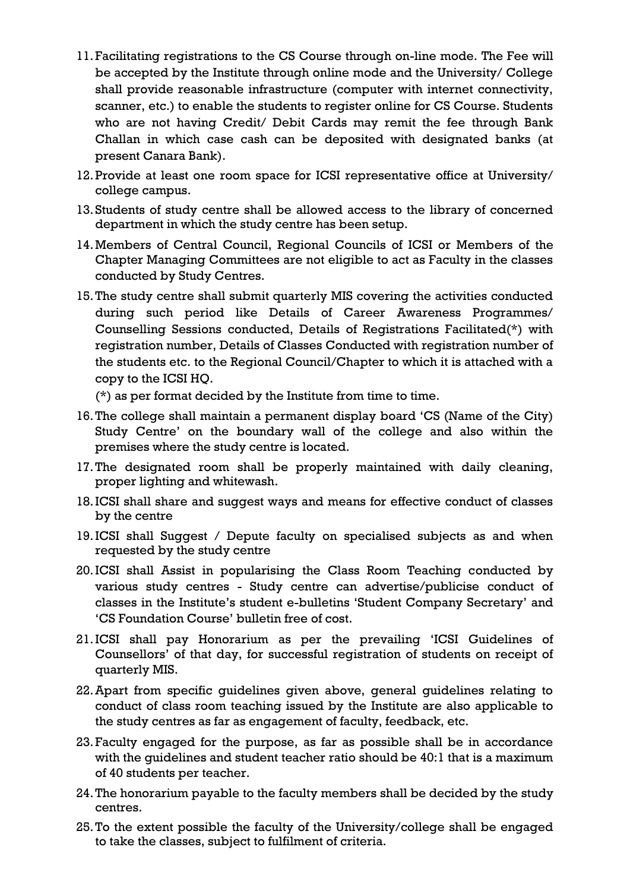11. Facilitating registrations to the CS Course through on-line mode. The Fee will be accepted by the Institute through online mode and the University/ College shall provide reasonable infrastructure (computer with internet connectivity, scanner, etc.) to enable the students to register online for CS Course. Students who are not having Credit/ Debit Cards may remit the fee through Bank Challan in which case cash can be deposited with designated banks (at present Canara Bank).
12. Provide at least one room space for ICSI representative office at University/ college campus.
13. Students of study centre shall be allowed access to the library of concerned department in which the study centre has been setup.
14. Members of Central Council, Regional Councils of ICSI or Members of the Chapter Managing Committees are not eligible to act as Faculty in the classes conducted by Study Centres.
15. The study centre shall submit quarterly MIS covering the activities conducted during such period like Details of Career Awareness Programmes/ Counselling Sessions conducted, Details of Registrations Facilitated(*) with registration number, Details of Classes Conducted with registration number of the students etc. to the Regional Council/Chapter to which it is attached with a copy to the ICSI HQ.

    (*) as per format decided by the Institute from time to time.
16. The college shall maintain a permanent display board 'CS (Name of the City) Study Centre' on the boundary wall of the college and also within the premises where the study centre is located.
17. The designated room shall be properly maintained with daily cleaning, proper lighting and whitewash.
18. ICSI shall share and suggest ways and means for effective conduct of classes by the centre
19. ICSI shall Suggest / Depute faculty on specialised subjects as and when requested by the study centre
20. ICSI shall Assist in popularising the Class Room Teaching conducted by various study centres - Study centre can advertise/publicise conduct of classes in the Institute's student e-bulletins 'Student Company Secretary' and 'CS Foundation Course' bulletin free of cost.
21. ICSI shall pay Honorarium as per the prevailing 'ICSI Guidelines of Counsellors' of that day, for successful registration of students on receipt of quarterly MIS.
22. Apart from specific guidelines given above, general guidelines relating to conduct of class room teaching issued by the Institute are also applicable to the study centres as far as engagement of faculty, feedback, etc.
23. Faculty engaged for the purpose, as far as possible shall be in accordance with the guidelines and student teacher ratio should be 40:1 that is a maximum of 40 students per teacher.
24. The honorarium payable to the faculty members shall be decided by the study centres.
25. To the extent possible the faculty of the University/college shall be engaged to take the classes, subject to fulfilment of criteria.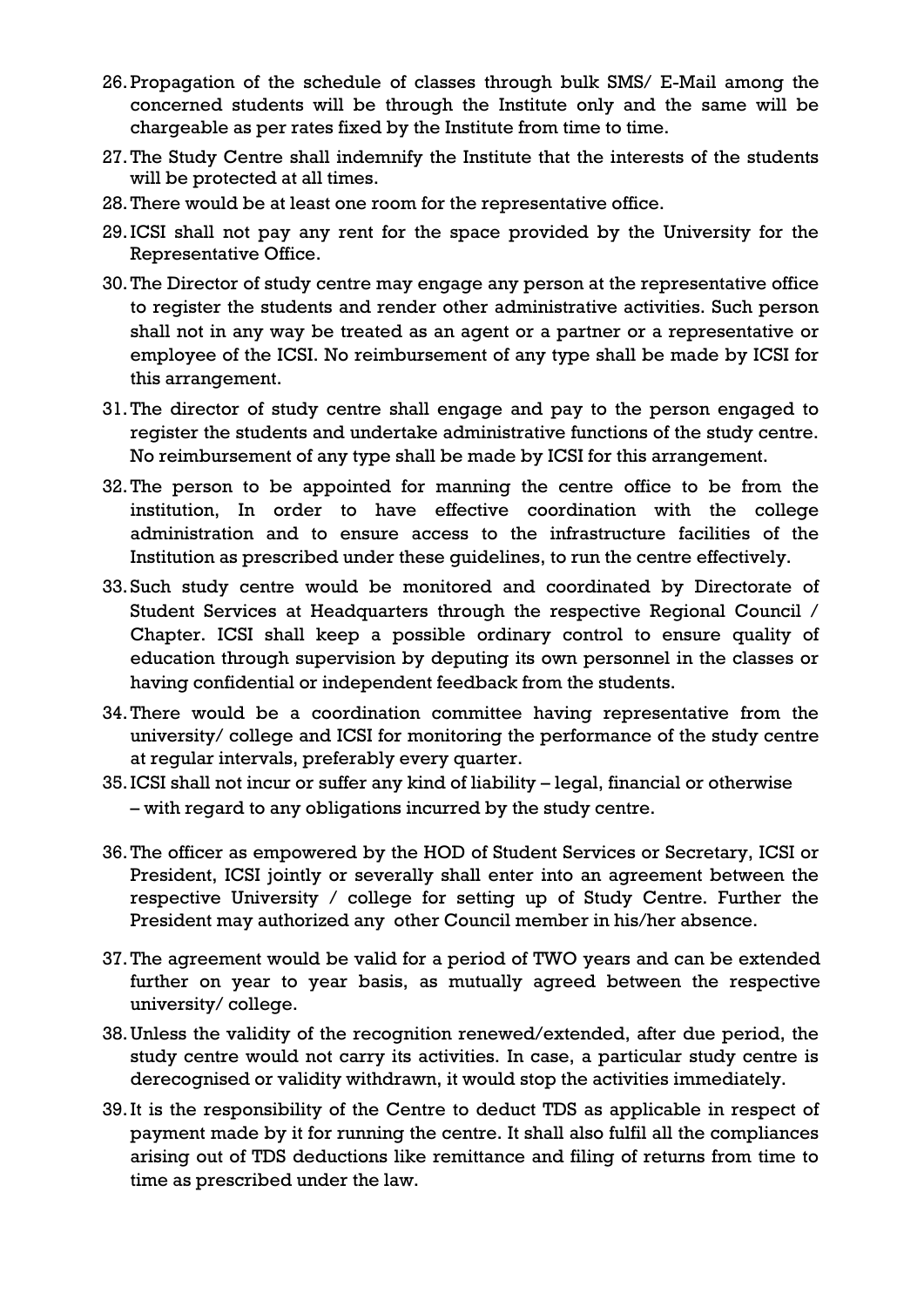26. Propagation of the schedule of classes through bulk SMS/ E-Mail among the concerned students will be through the Institute only and the same will be chargeable as per rates fixed by the Institute from time to time.
27. The Study Centre shall indemnify the Institute that the interests of the students will be protected at all times.
28. There would be at least one room for the representative office.
29. ICSI shall not pay any rent for the space provided by the University for the Representative Office.
30. The Director of study centre may engage any person at the representative office to register the students and render other administrative activities. Such person shall not in any way be treated as an agent or a partner or a representative or employee of the ICSI. No reimbursement of any type shall be made by ICSI for this arrangement.
31. The director of study centre shall engage and pay to the person engaged to register the students and undertake administrative functions of the study centre. No reimbursement of any type shall be made by ICSI for this arrangement.
32. The person to be appointed for manning the centre office to be from the institution, In order to have effective coordination with the college administration and to ensure access to the infrastructure facilities of the Institution as prescribed under these guidelines, to run the centre effectively.
33. Such study centre would be monitored and coordinated by Directorate of Student Services at Headquarters through the respective Regional Council / Chapter. ICSI shall keep a possible ordinary control to ensure quality of education through supervision by deputing its own personnel in the classes or having confidential or independent feedback from the students.
34. There would be a coordination committee having representative from the university/ college and ICSI for monitoring the performance of the study centre at regular intervals, preferably every quarter.
35. ICSI shall not incur or suffer any kind of liability – legal, financial or otherwise – with regard to any obligations incurred by the study centre.
36. The officer as empowered by the HOD of Student Services or Secretary, ICSI or President, ICSI jointly or severally shall enter into an agreement between the respective University / college for setting up of Study Centre. Further the President may authorized any other Council member in his/her absence.
37. The agreement would be valid for a period of TWO years and can be extended further on year to year basis, as mutually agreed between the respective university/ college.
38. Unless the validity of the recognition renewed/extended, after due period, the study centre would not carry its activities. In case, a particular study centre is derecognised or validity withdrawn, it would stop the activities immediately.
39. It is the responsibility of the Centre to deduct TDS as applicable in respect of payment made by it for running the centre. It shall also fulfil all the compliances arising out of TDS deductions like remittance and filing of returns from time to time as prescribed under the law.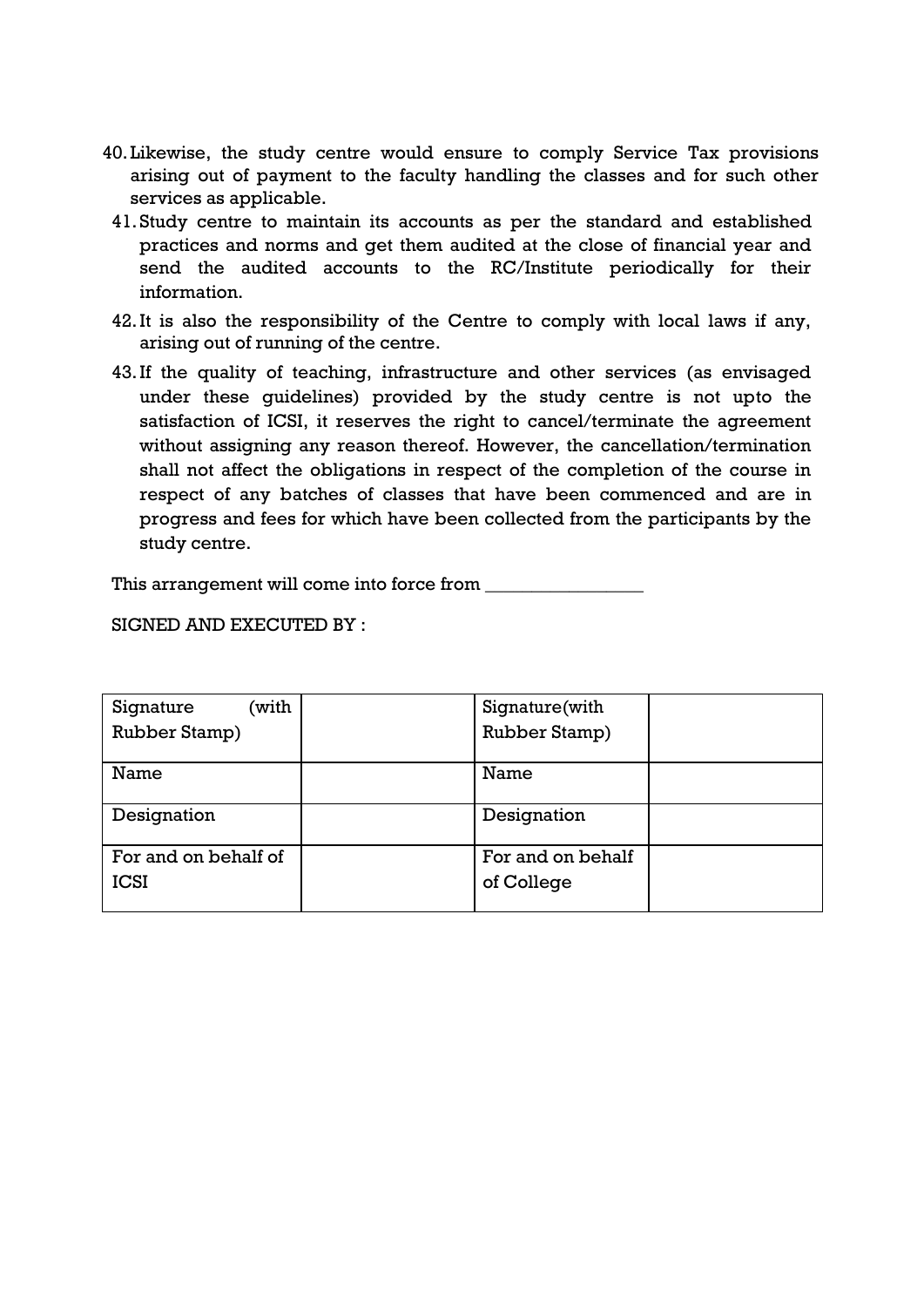40. Likewise, the study centre would ensure to comply Service Tax provisions arising out of payment to the faculty handling the classes and for such other services as applicable.
41. Study centre to maintain its accounts as per the standard and established practices and norms and get them audited at the close of financial year and send the audited accounts to the RC/Institute periodically for their information.
42. It is also the responsibility of the Centre to comply with local laws if any, arising out of running of the centre.
43. If the quality of teaching, infrastructure and other services (as envisaged under these guidelines) provided by the study centre is not upto the satisfaction of ICSI, it reserves the right to cancel/terminate the agreement without assigning any reason thereof. However, the cancellation/termination shall not affect the obligations in respect of the completion of the course in respect of any batches of classes that have been commenced and are in progress and fees for which have been collected from the participants by the study centre.

This arrangement will come into force from _______________

SIGNED AND EXECUTED BY :

| Signature (with Rubber Stamp) | | Signature(with Rubber Stamp) | |
|---|---|---|---|
| Name | | Name | |
| Designation | | Designation | |
| For and on behalf of ICSI | | For and on behalf of College | |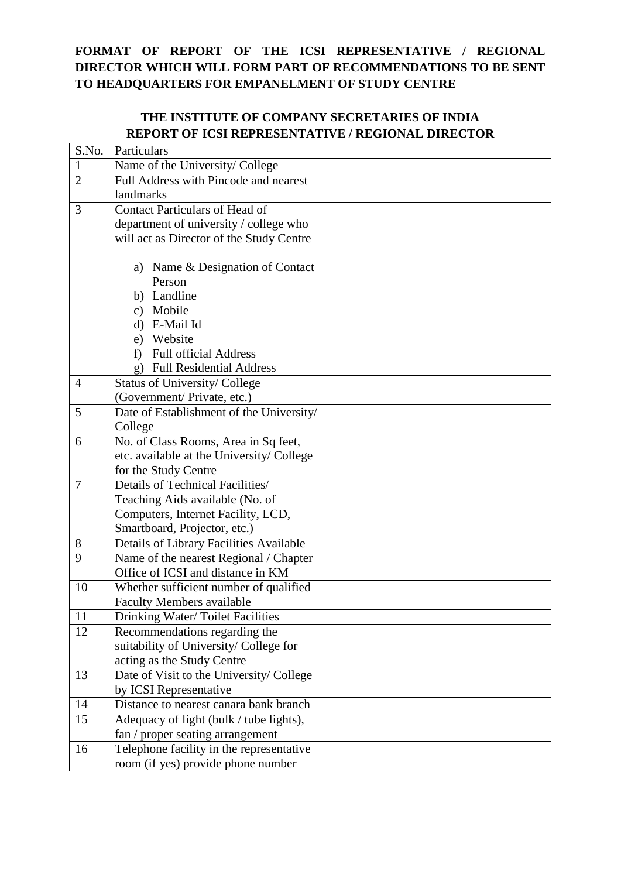**FORMAT OF REPORT OF THE ICSI REPRESENTATIVE / REGIONAL DIRECTOR WHICH WILL FORM PART OF RECOMMENDATIONS TO BE SENT TO HEADQUARTERS FOR EMPANELMENT OF STUDY CENTRE**

**THE INSTITUTE OF COMPANY SECRETARIES OF INDIA**
**REPORT OF ICSI REPRESENTATIVE / REGIONAL DIRECTOR**

| S.No. | Particulars | |
|---|---|---|
| 1 | Name of the University/ College | |
| 2 | Full Address with Pincode and nearest landmarks | |
| 3 | Contact Particulars of Head of department of university / college who will act as Director of the Study Centre<br><br>a) Name & Designation of Contact Person<br>b) Landline<br>c) Mobile<br>d) E-Mail Id<br>e) Website<br>f) Full official Address<br>g) Full Residential Address | |
| 4 | Status of University/ College (Government/ Private, etc.) | |
| 5 | Date of Establishment of the University/ College | |
| 6 | No. of Class Rooms, Area in Sq feet, etc. available at the University/ College for the Study Centre | |
| 7 | Details of Technical Facilities/ Teaching Aids available (No. of Computers, Internet Facility, LCD, Smartboard, Projector, etc.) | |
| 8 | Details of Library Facilities Available | |
| 9 | Name of the nearest Regional / Chapter Office of ICSI and distance in KM | |
| 10 | Whether sufficient number of qualified Faculty Members available | |
| 11 | Drinking Water/ Toilet Facilities | |
| 12 | Recommendations regarding the suitability of University/ College for acting as the Study Centre | |
| 13 | Date of Visit to the University/ College by ICSI Representative | |
| 14 | Distance to nearest canara bank branch | |
| 15 | Adequacy of light (bulk / tube lights), fan / proper seating arrangement | |
| 16 | Telephone facility in the representative room (if yes) provide phone number | |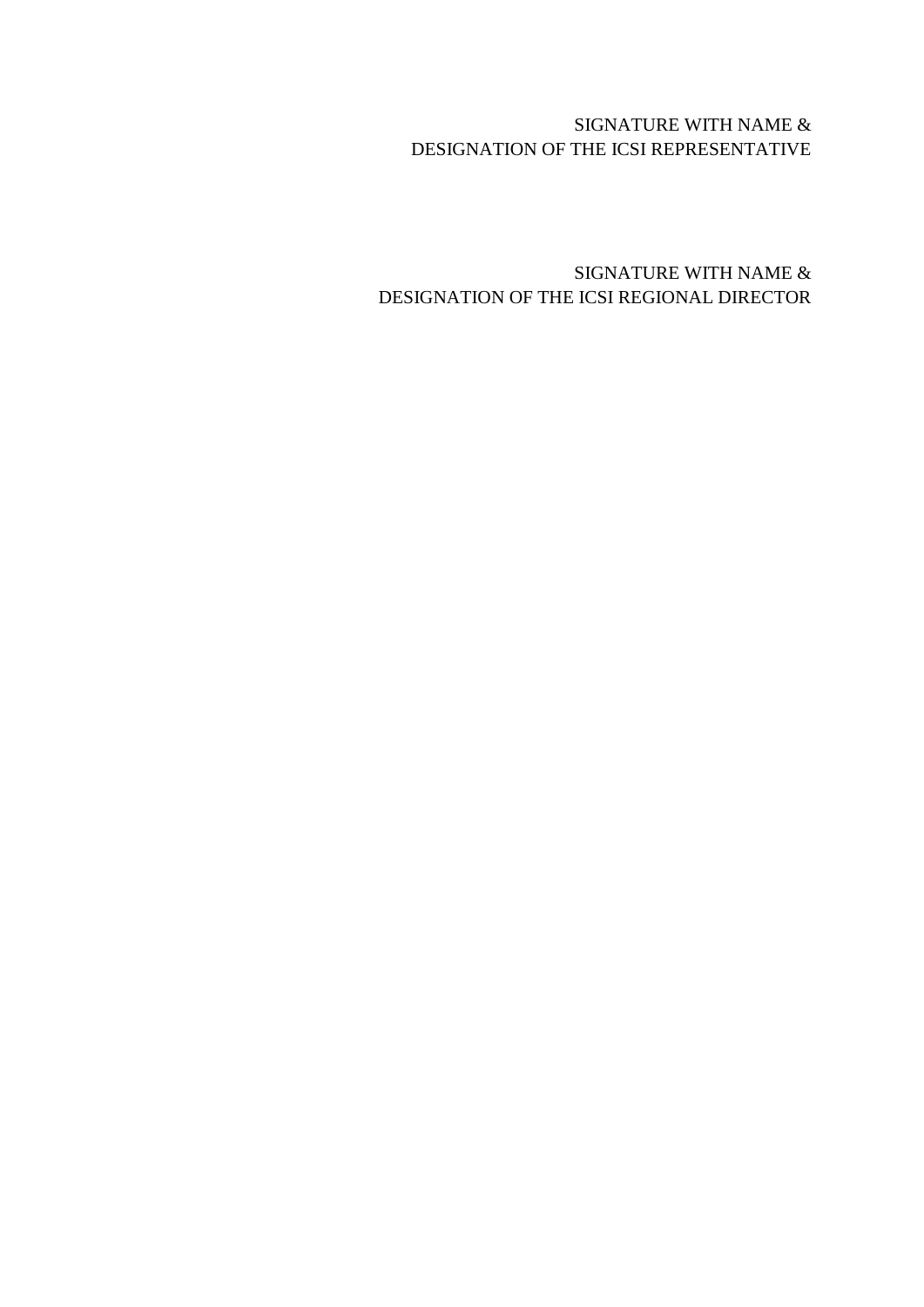SIGNATURE WITH NAME &
DESIGNATION OF THE ICSI REPRESENTATIVE

SIGNATURE WITH NAME &
DESIGNATION OF THE ICSI REGIONAL DIRECTOR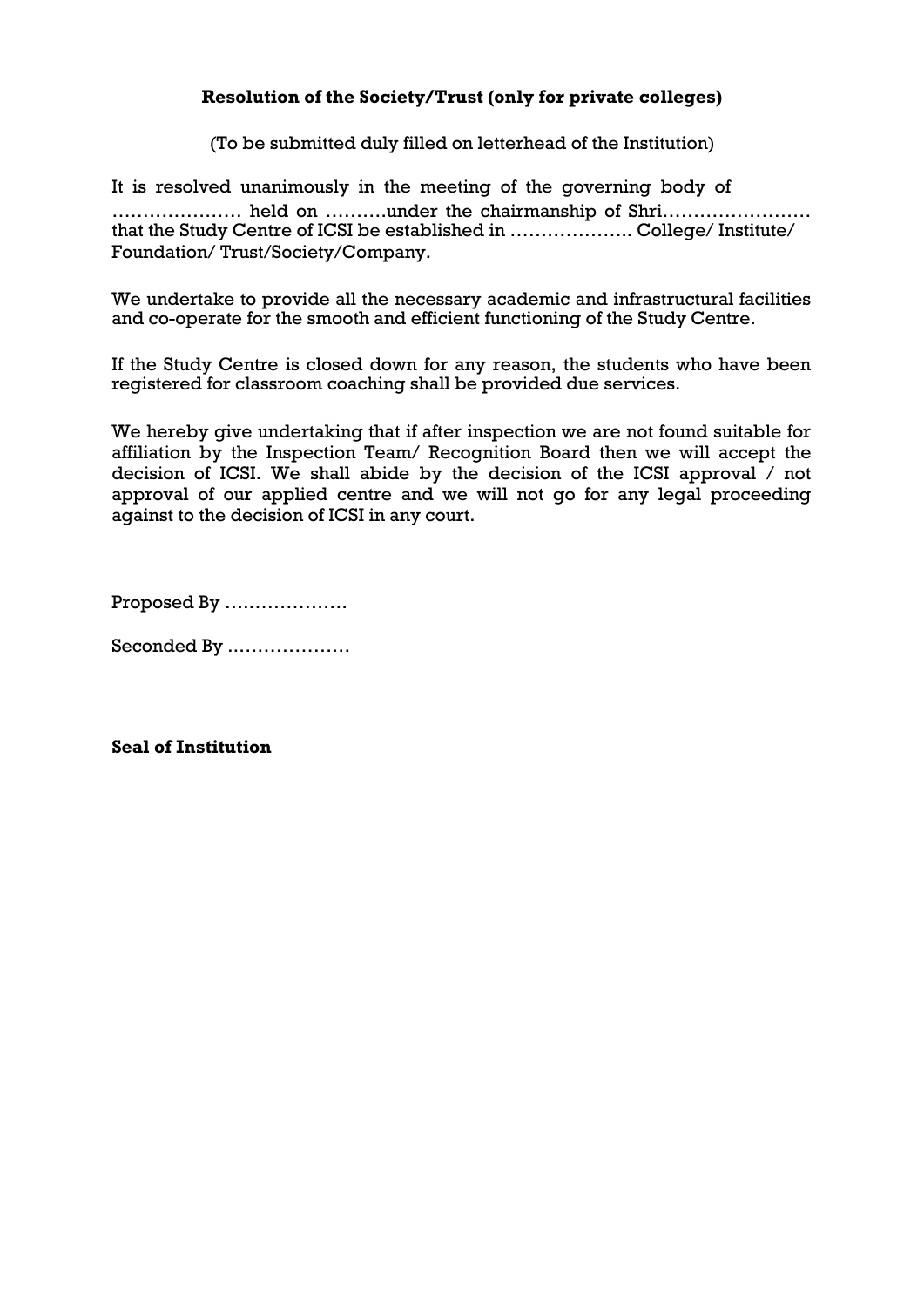**Resolution of the Society/Trust (only for private colleges)**

(To be submitted duly filled on letterhead of the Institution)

It is resolved unanimously in the meeting of the governing body of ………………… held on ……….under the chairmanship of Shri…………………… that the Study Centre of ICSI be established in ……………….. College/ Institute/ Foundation/ Trust/Society/Company.

We undertake to provide all the necessary academic and infrastructural facilities and co-operate for the smooth and efficient functioning of the Study Centre.

If the Study Centre is closed down for any reason, the students who have been registered for classroom coaching shall be provided due services.

We hereby give undertaking that if after inspection we are not found suitable for affiliation by the Inspection Team/ Recognition Board then we will accept the decision of ICSI. We shall abide by the decision of the ICSI approval / not approval of our applied centre and we will not go for any legal proceeding against to the decision of ICSI in any court.

Proposed By ……………….

Seconded By ……………….

**Seal of Institution**